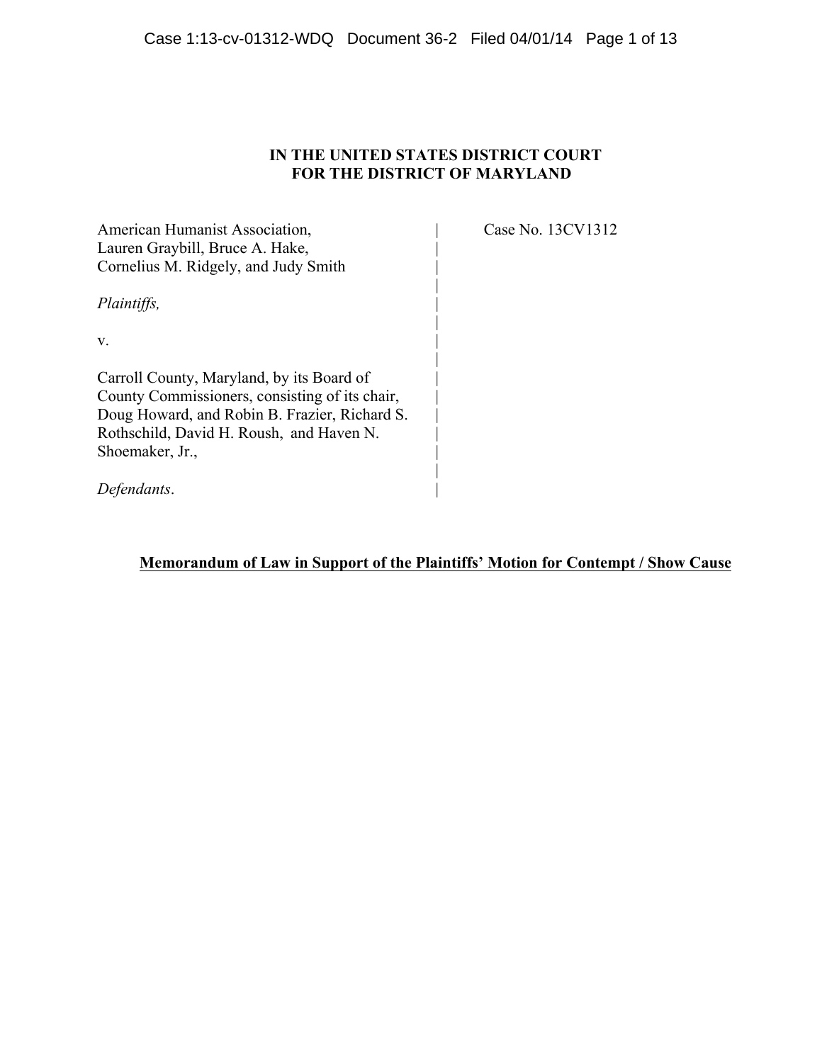**IN THE UNITED STATES DISTRICT COURT**
**FOR THE DISTRICT OF MARYLAND**

| | |
|---|---|
| American Humanist Association, Lauren Graybill, Bruce A. Hake, Cornelius M. Ridgely, and Judy Smith | Case No. 13CV1312 |
| *Plaintiffs,* | |
| v. | |
| Carroll County, Maryland, by its Board of County Commissioners, consisting of its chair, Doug Howard, and Robin B. Frazier, Richard S. Rothschild, David H. Roush, and Haven N. Shoemaker, Jr., | |
| *Defendants*. | |

**Memorandum of Law in Support of the Plaintiffs' Motion for Contempt / Show Cause**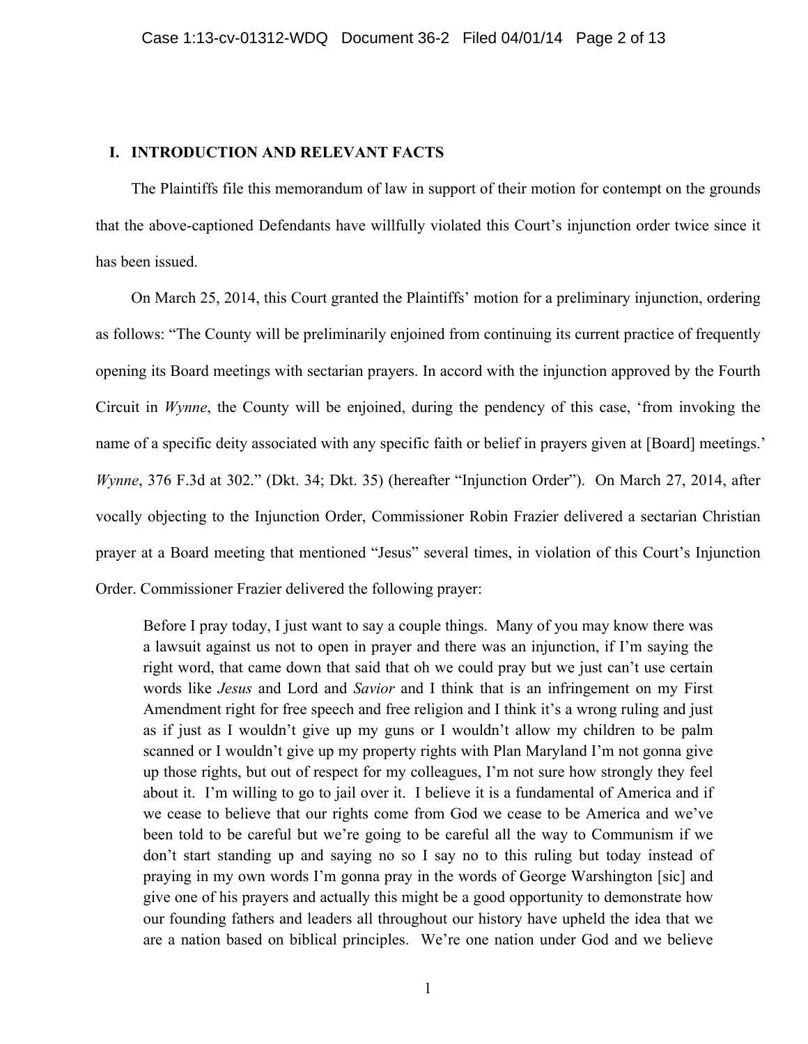## I. INTRODUCTION AND RELEVANT FACTS

The Plaintiffs file this memorandum of law in support of their motion for contempt on the grounds that the above-captioned Defendants have willfully violated this Court's injunction order twice since it has been issued.

On March 25, 2014, this Court granted the Plaintiffs' motion for a preliminary injunction, ordering as follows: "The County will be preliminarily enjoined from continuing its current practice of frequently opening its Board meetings with sectarian prayers. In accord with the injunction approved by the Fourth Circuit in *Wynne*, the County will be enjoined, during the pendency of this case, 'from invoking the name of a specific deity associated with any specific faith or belief in prayers given at [Board] meetings.' *Wynne*, 376 F.3d at 302." (Dkt. 34; Dkt. 35) (hereafter "Injunction Order"). On March 27, 2014, after vocally objecting to the Injunction Order, Commissioner Robin Frazier delivered a sectarian Christian prayer at a Board meeting that mentioned "Jesus" several times, in violation of this Court's Injunction Order. Commissioner Frazier delivered the following prayer:

> Before I pray today, I just want to say a couple things. Many of you may know there was a lawsuit against us not to open in prayer and there was an injunction, if I'm saying the right word, that came down that said that oh we could pray but we just can't use certain words like *Jesus* and Lord and *Savior* and I think that is an infringement on my First Amendment right for free speech and free religion and I think it's a wrong ruling and just as if just as I wouldn't give up my guns or I wouldn't allow my children to be palm scanned or I wouldn't give up my property rights with Plan Maryland I'm not gonna give up those rights, but out of respect for my colleagues, I'm not sure how strongly they feel about it. I'm willing to go to jail over it. I believe it is a fundamental of America and if we cease to believe that our rights come from God we cease to be America and we've been told to be careful but we're going to be careful all the way to Communism if we don't start standing up and saying no so I say no to this ruling but today instead of praying in my own words I'm gonna pray in the words of George Warshington [sic] and give one of his prayers and actually this might be a good opportunity to demonstrate how our founding fathers and leaders all throughout our history have upheld the idea that we are a nation based on biblical principles. We're one nation under God and we believe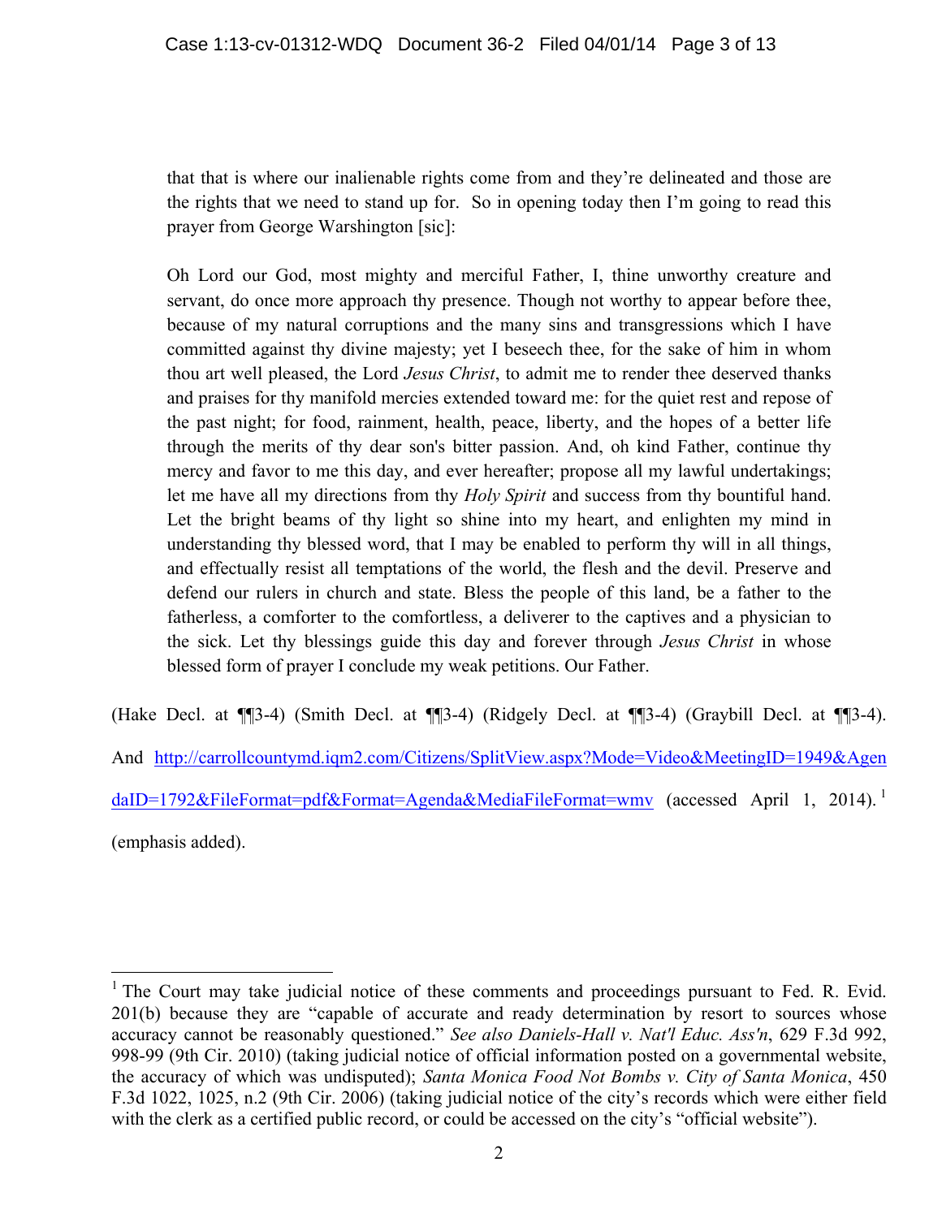> that that is where our inalienable rights come from and they're delineated and those are the rights that we need to stand up for. So in opening today then I'm going to read this prayer from George Warshington [sic]:
>
> Oh Lord our God, most mighty and merciful Father, I, thine unworthy creature and servant, do once more approach thy presence. Though not worthy to appear before thee, because of my natural corruptions and the many sins and transgressions which I have committed against thy divine majesty; yet I beseech thee, for the sake of him in whom thou art well pleased, the Lord *Jesus Christ*, to admit me to render thee deserved thanks and praises for thy manifold mercies extended toward me: for the quiet rest and repose of the past night; for food, rainment, health, peace, liberty, and the hopes of a better life through the merits of thy dear son's bitter passion. And, oh kind Father, continue thy mercy and favor to me this day, and ever hereafter; propose all my lawful undertakings; let me have all my directions from thy *Holy Spirit* and success from thy bountiful hand. Let the bright beams of thy light so shine into my heart, and enlighten my mind in understanding thy blessed word, that I may be enabled to perform thy will in all things, and effectually resist all temptations of the world, the flesh and the devil. Preserve and defend our rulers in church and state. Bless the people of this land, be a father to the fatherless, a comforter to the comfortless, a deliverer to the captives and a physician to the sick. Let thy blessings guide this day and forever through *Jesus Christ* in whose blessed form of prayer I conclude my weak petitions. Our Father.

(Hake Decl. at ¶¶3-4) (Smith Decl. at ¶¶3-4) (Ridgely Decl. at ¶¶3-4) (Graybill Decl. at ¶¶3-4). And http://carrollcountymd.iqm2.com/Citizens/SplitView.aspx?Mode=Video&MeetingID=1949&AgendaID=1792&FileFormat=pdf&Format=Agenda&MediaFileFormat=wmv (accessed April 1, 2014).[1] (emphasis added).

---

[1] The Court may take judicial notice of these comments and proceedings pursuant to Fed. R. Evid. 201(b) because they are "capable of accurate and ready determination by resort to sources whose accuracy cannot be reasonably questioned." *See also Daniels-Hall v. Nat'l Educ. Ass'n*, 629 F.3d 992, 998-99 (9th Cir. 2010) (taking judicial notice of official information posted on a governmental website, the accuracy of which was undisputed); *Santa Monica Food Not Bombs v. City of Santa Monica*, 450 F.3d 1022, 1025, n.2 (9th Cir. 2006) (taking judicial notice of the city's records which were either field with the clerk as a certified public record, or could be accessed on the city's "official website").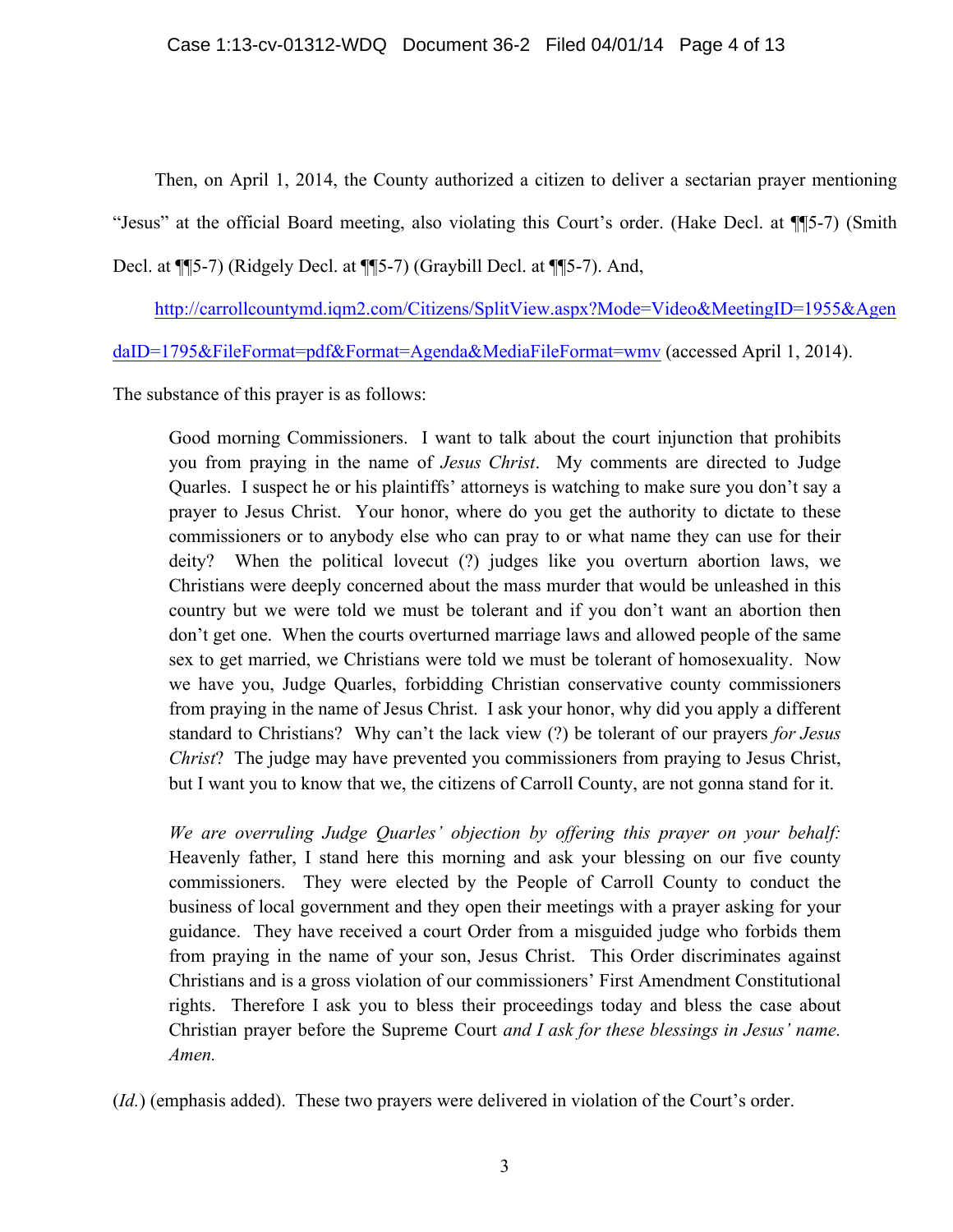Then, on April 1, 2014, the County authorized a citizen to deliver a sectarian prayer mentioning "Jesus" at the official Board meeting, also violating this Court's order. (Hake Decl. at ¶¶5-7) (Smith Decl. at ¶¶5-7) (Ridgely Decl. at ¶¶5-7) (Graybill Decl. at ¶¶5-7). And,

[http://carrollcountymd.iqm2.com/Citizens/SplitView.aspx?Mode=Video&MeetingID=1955&AgendaID=1795&FileFormat=pdf&Format=Agenda&MediaFileFormat=wmv](http://carrollcountymd.iqm2.com/Citizens/SplitView.aspx?Mode=Video&MeetingID=1955&AgendaID=1795&FileFormat=pdf&Format=Agenda&MediaFileFormat=wmv) (accessed April 1, 2014).

The substance of this prayer is as follows:

> Good morning Commissioners. I want to talk about the court injunction that prohibits you from praying in the name of *Jesus Christ*. My comments are directed to Judge Quarles. I suspect he or his plaintiffs' attorneys is watching to make sure you don't say a prayer to Jesus Christ. Your honor, where do you get the authority to dictate to these commissioners or to anybody else who can pray to or what name they can use for their deity? When the political lovecut (?) judges like you overturn abortion laws, we Christians were deeply concerned about the mass murder that would be unleashed in this country but we were told we must be tolerant and if you don't want an abortion then don't get one. When the courts overturned marriage laws and allowed people of the same sex to get married, we Christians were told we must be tolerant of homosexuality. Now we have you, Judge Quarles, forbidding Christian conservative county commissioners from praying in the name of Jesus Christ. I ask your honor, why did you apply a different standard to Christians? Why can't the lack view (?) be tolerant of our prayers *for Jesus Christ*? The judge may have prevented you commissioners from praying to Jesus Christ, but I want you to know that we, the citizens of Carroll County, are not gonna stand for it.
>
> *We are overruling Judge Quarles' objection by offering this prayer on your behalf:* Heavenly father, I stand here this morning and ask your blessing on our five county commissioners. They were elected by the People of Carroll County to conduct the business of local government and they open their meetings with a prayer asking for your guidance. They have received a court Order from a misguided judge who forbids them from praying in the name of your son, Jesus Christ. This Order discriminates against Christians and is a gross violation of our commissioners' First Amendment Constitutional rights. Therefore I ask you to bless their proceedings today and bless the case about Christian prayer before the Supreme Court *and I ask for these blessings in Jesus' name. Amen.*

(*Id.*) (emphasis added). These two prayers were delivered in violation of the Court's order.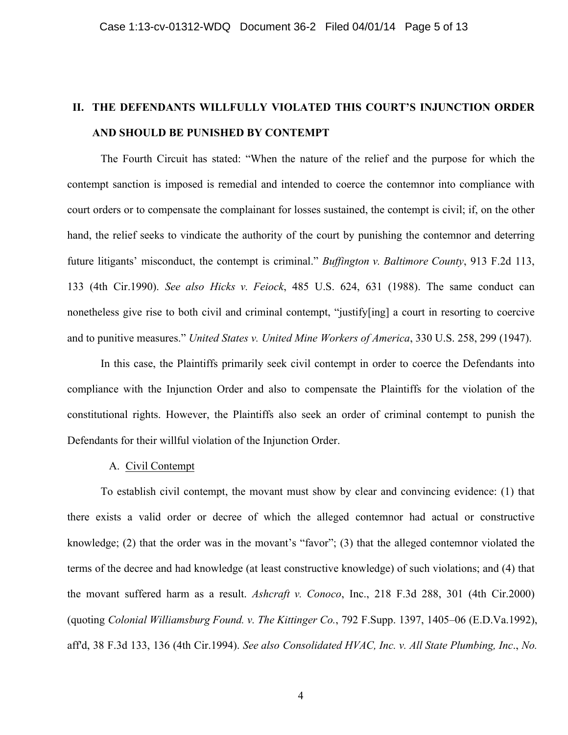## II. THE DEFENDANTS WILLFULLY VIOLATED THIS COURT'S INJUNCTION ORDER AND SHOULD BE PUNISHED BY CONTEMPT

The Fourth Circuit has stated: "When the nature of the relief and the purpose for which the contempt sanction is imposed is remedial and intended to coerce the contemnor into compliance with court orders or to compensate the complainant for losses sustained, the contempt is civil; if, on the other hand, the relief seeks to vindicate the authority of the court by punishing the contemnor and deterring future litigants' misconduct, the contempt is criminal." *Buffington v. Baltimore County*, 913 F.2d 113, 133 (4th Cir.1990). *See also Hicks v. Feiock*, 485 U.S. 624, 631 (1988). The same conduct can nonetheless give rise to both civil and criminal contempt, "justify[ing] a court in resorting to coercive and to punitive measures." *United States v. United Mine Workers of America*, 330 U.S. 258, 299 (1947).

In this case, the Plaintiffs primarily seek civil contempt in order to coerce the Defendants into compliance with the Injunction Order and also to compensate the Plaintiffs for the violation of the constitutional rights. However, the Plaintiffs also seek an order of criminal contempt to punish the Defendants for their willful violation of the Injunction Order.

### A. Civil Contempt

To establish civil contempt, the movant must show by clear and convincing evidence: (1) that there exists a valid order or decree of which the alleged contemnor had actual or constructive knowledge; (2) that the order was in the movant's "favor"; (3) that the alleged contemnor violated the terms of the decree and had knowledge (at least constructive knowledge) of such violations; and (4) that the movant suffered harm as a result. *Ashcraft v. Conoco*, Inc., 218 F.3d 288, 301 (4th Cir.2000) (quoting *Colonial Williamsburg Found. v. The Kittinger Co.*, 792 F.Supp. 1397, 1405–06 (E.D.Va.1992), aff'd, 38 F.3d 133, 136 (4th Cir.1994). *See also Consolidated HVAC, Inc. v. All State Plumbing, Inc*., *No.*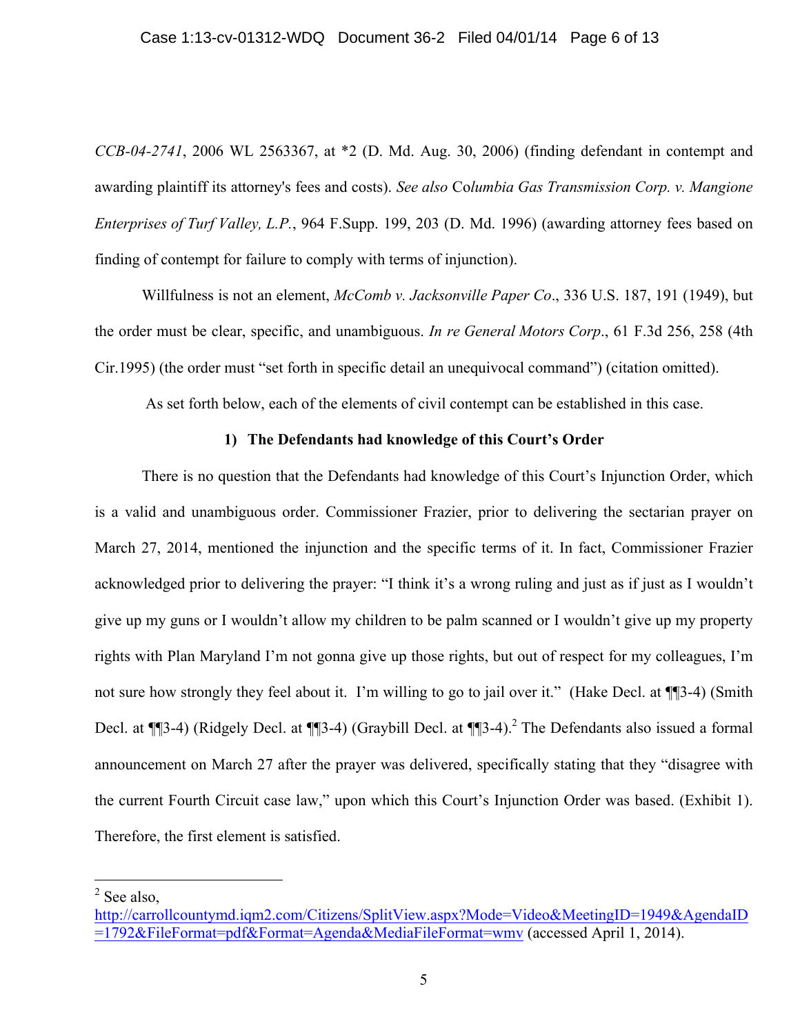*CCB-04-2741*, 2006 WL 2563367, at *2 (D. Md. Aug. 30, 2006) (finding defendant in contempt and awarding plaintiff its attorney's fees and costs). *See also* Columbia Gas Transmission Corp. v. Mangione *Enterprises of Turf Valley, L.P.*, 964 F.Supp. 199, 203 (D. Md. 1996) (awarding attorney fees based on finding of contempt for failure to comply with terms of injunction).

Willfulness is not an element, *McComb v. Jacksonville Paper Co*., 336 U.S. 187, 191 (1949), but the order must be clear, specific, and unambiguous. *In re General Motors Corp*., 61 F.3d 256, 258 (4th Cir.1995) (the order must "set forth in specific detail an unequivocal command") (citation omitted).

As set forth below, each of the elements of civil contempt can be established in this case.

### 1) The Defendants had knowledge of this Court's Order

There is no question that the Defendants had knowledge of this Court's Injunction Order, which is a valid and unambiguous order. Commissioner Frazier, prior to delivering the sectarian prayer on March 27, 2014, mentioned the injunction and the specific terms of it. In fact, Commissioner Frazier acknowledged prior to delivering the prayer: "I think it's a wrong ruling and just as if just as I wouldn't give up my guns or I wouldn't allow my children to be palm scanned or I wouldn't give up my property rights with Plan Maryland I'm not gonna give up those rights, but out of respect for my colleagues, I'm not sure how strongly they feel about it. I'm willing to go to jail over it." (Hake Decl. at ¶¶3-4) (Smith Decl. at ¶¶3-4) (Ridgely Decl. at ¶¶3-4) (Graybill Decl. at ¶¶3-4).[2] The Defendants also issued a formal announcement on March 27 after the prayer was delivered, specifically stating that they "disagree with the current Fourth Circuit case law," upon which this Court's Injunction Order was based. (Exhibit 1). Therefore, the first element is satisfied.

---

[2] See also, http://carrollcountymd.iqm2.com/Citizens/SplitView.aspx?Mode=Video&MeetingID=1949&AgendaID=1792&FileFormat=pdf&Format=Agenda&MediaFileFormat=wmv (accessed April 1, 2014).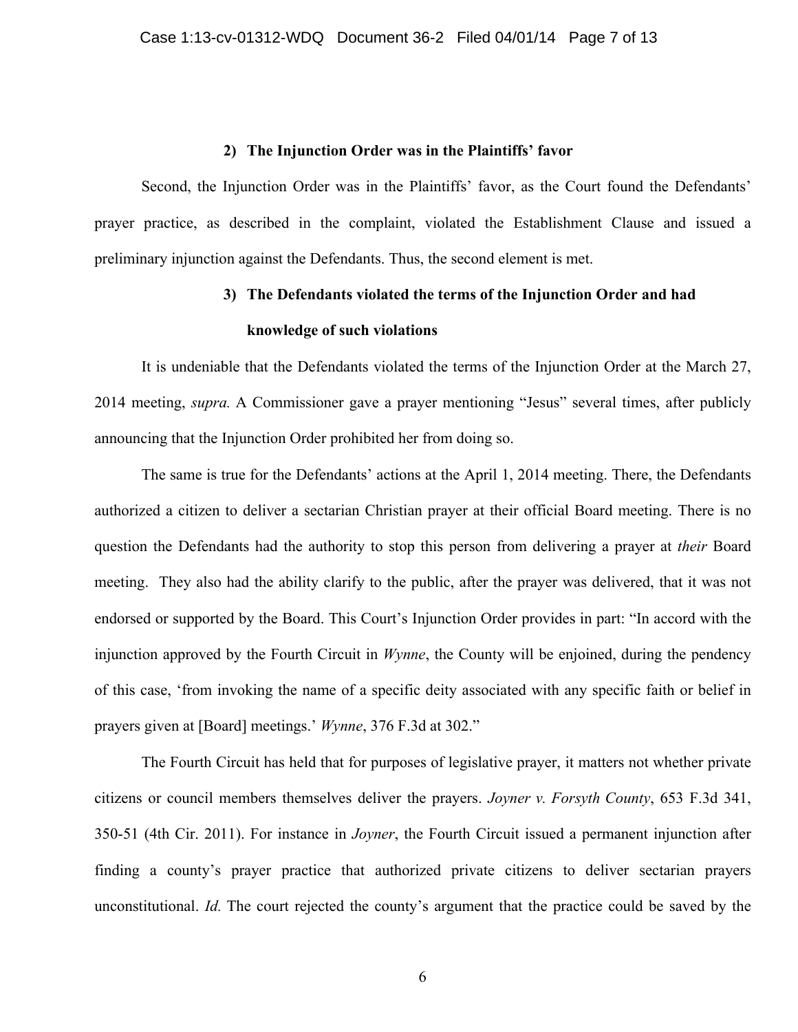### 2) The Injunction Order was in the Plaintiffs' favor

Second, the Injunction Order was in the Plaintiffs' favor, as the Court found the Defendants' prayer practice, as described in the complaint, violated the Establishment Clause and issued a preliminary injunction against the Defendants. Thus, the second element is met.

### 3) The Defendants violated the terms of the Injunction Order and had knowledge of such violations

It is undeniable that the Defendants violated the terms of the Injunction Order at the March 27, 2014 meeting, *supra.* A Commissioner gave a prayer mentioning "Jesus" several times, after publicly announcing that the Injunction Order prohibited her from doing so.

The same is true for the Defendants' actions at the April 1, 2014 meeting. There, the Defendants authorized a citizen to deliver a sectarian Christian prayer at their official Board meeting. There is no question the Defendants had the authority to stop this person from delivering a prayer at *their* Board meeting. They also had the ability clarify to the public, after the prayer was delivered, that it was not endorsed or supported by the Board. This Court's Injunction Order provides in part: "In accord with the injunction approved by the Fourth Circuit in *Wynne*, the County will be enjoined, during the pendency of this case, 'from invoking the name of a specific deity associated with any specific faith or belief in prayers given at [Board] meetings.' *Wynne*, 376 F.3d at 302."

The Fourth Circuit has held that for purposes of legislative prayer, it matters not whether private citizens or council members themselves deliver the prayers. *Joyner v. Forsyth County*, 653 F.3d 341, 350-51 (4th Cir. 2011). For instance in *Joyner*, the Fourth Circuit issued a permanent injunction after finding a county's prayer practice that authorized private citizens to deliver sectarian prayers unconstitutional. *Id.* The court rejected the county's argument that the practice could be saved by the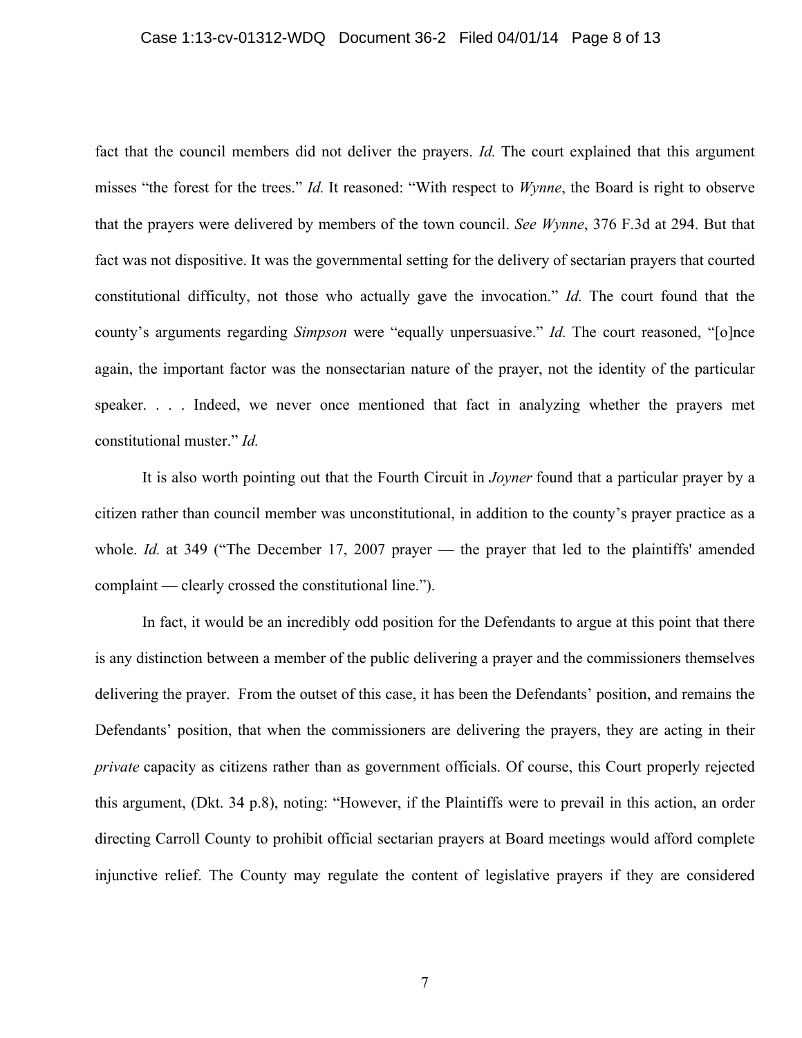fact that the council members did not deliver the prayers. *Id.* The court explained that this argument misses "the forest for the trees." *Id.* It reasoned: "With respect to *Wynne*, the Board is right to observe that the prayers were delivered by members of the town council. *See Wynne*, 376 F.3d at 294. But that fact was not dispositive. It was the governmental setting for the delivery of sectarian prayers that courted constitutional difficulty, not those who actually gave the invocation." *Id.* The court found that the county's arguments regarding *Simpson* were "equally unpersuasive." *Id.* The court reasoned, "[o]nce again, the important factor was the nonsectarian nature of the prayer, not the identity of the particular speaker. . . . Indeed, we never once mentioned that fact in analyzing whether the prayers met constitutional muster." *Id.*

It is also worth pointing out that the Fourth Circuit in *Joyner* found that a particular prayer by a citizen rather than council member was unconstitutional, in addition to the county's prayer practice as a whole. *Id.* at 349 ("The December 17, 2007 prayer — the prayer that led to the plaintiffs' amended complaint — clearly crossed the constitutional line.").

In fact, it would be an incredibly odd position for the Defendants to argue at this point that there is any distinction between a member of the public delivering a prayer and the commissioners themselves delivering the prayer. From the outset of this case, it has been the Defendants' position, and remains the Defendants' position, that when the commissioners are delivering the prayers, they are acting in their *private* capacity as citizens rather than as government officials. Of course, this Court properly rejected this argument, (Dkt. 34 p.8), noting: "However, if the Plaintiffs were to prevail in this action, an order directing Carroll County to prohibit official sectarian prayers at Board meetings would afford complete injunctive relief. The County may regulate the content of legislative prayers if they are considered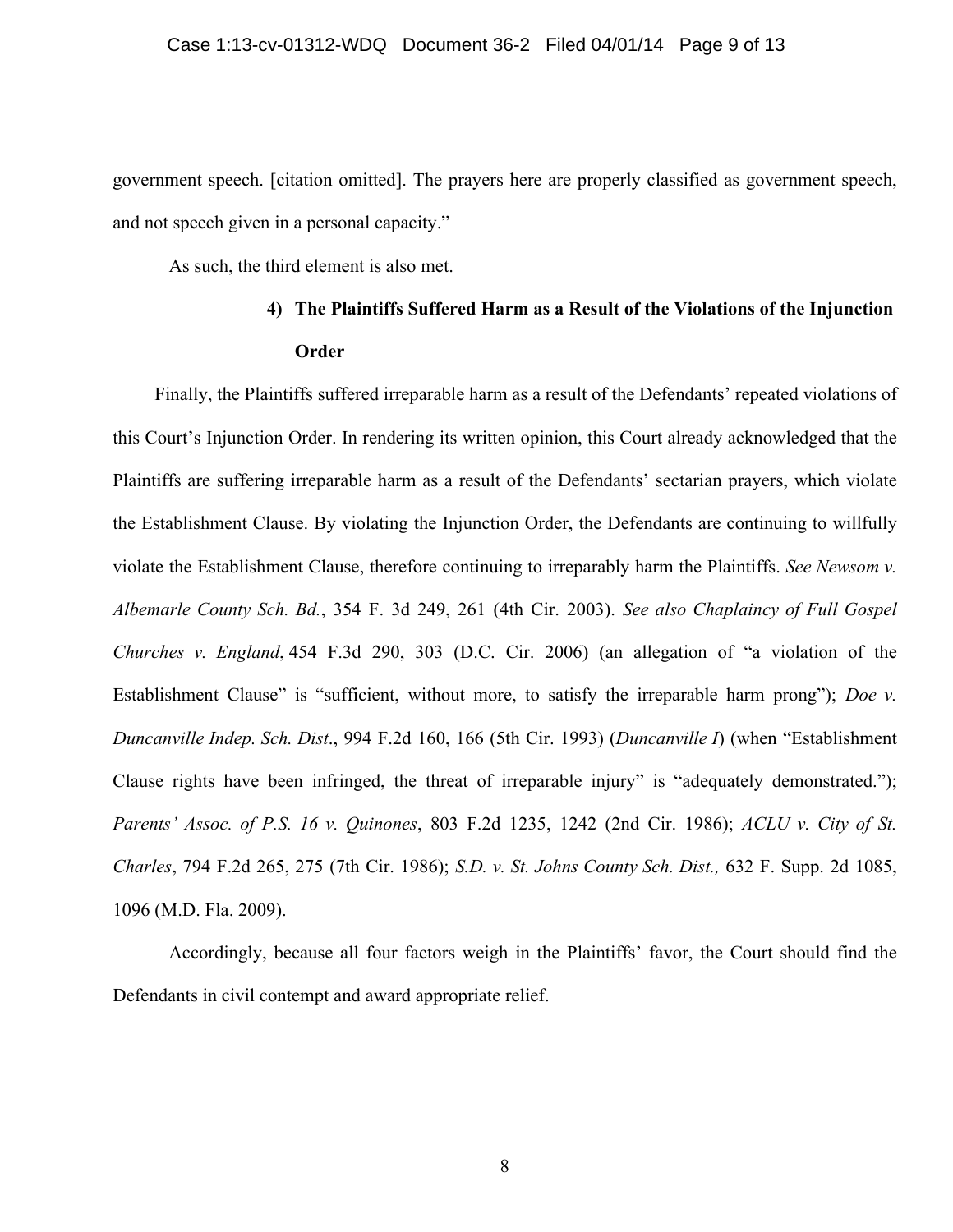government speech. [citation omitted]. The prayers here are properly classified as government speech, and not speech given in a personal capacity."

As such, the third element is also met.

#### 4) The Plaintiffs Suffered Harm as a Result of the Violations of the Injunction Order

Finally, the Plaintiffs suffered irreparable harm as a result of the Defendants' repeated violations of this Court's Injunction Order. In rendering its written opinion, this Court already acknowledged that the Plaintiffs are suffering irreparable harm as a result of the Defendants' sectarian prayers, which violate the Establishment Clause. By violating the Injunction Order, the Defendants are continuing to willfully violate the Establishment Clause, therefore continuing to irreparably harm the Plaintiffs. *See Newsom v. Albemarle County Sch. Bd.*, 354 F. 3d 249, 261 (4th Cir. 2003). *See also Chaplaincy of Full Gospel Churches v. England*, 454 F.3d 290, 303 (D.C. Cir. 2006) (an allegation of "a violation of the Establishment Clause" is "sufficient, without more, to satisfy the irreparable harm prong"); *Doe v. Duncanville Indep. Sch. Dist*., 994 F.2d 160, 166 (5th Cir. 1993) (*Duncanville I*) (when "Establishment Clause rights have been infringed, the threat of irreparable injury" is "adequately demonstrated."); *Parents' Assoc. of P.S. 16 v. Quinones*, 803 F.2d 1235, 1242 (2nd Cir. 1986); *ACLU v. City of St. Charles*, 794 F.2d 265, 275 (7th Cir. 1986); *S.D. v. St. Johns County Sch. Dist.,* 632 F. Supp. 2d 1085, 1096 (M.D. Fla. 2009).

Accordingly, because all four factors weigh in the Plaintiffs' favor, the Court should find the Defendants in civil contempt and award appropriate relief.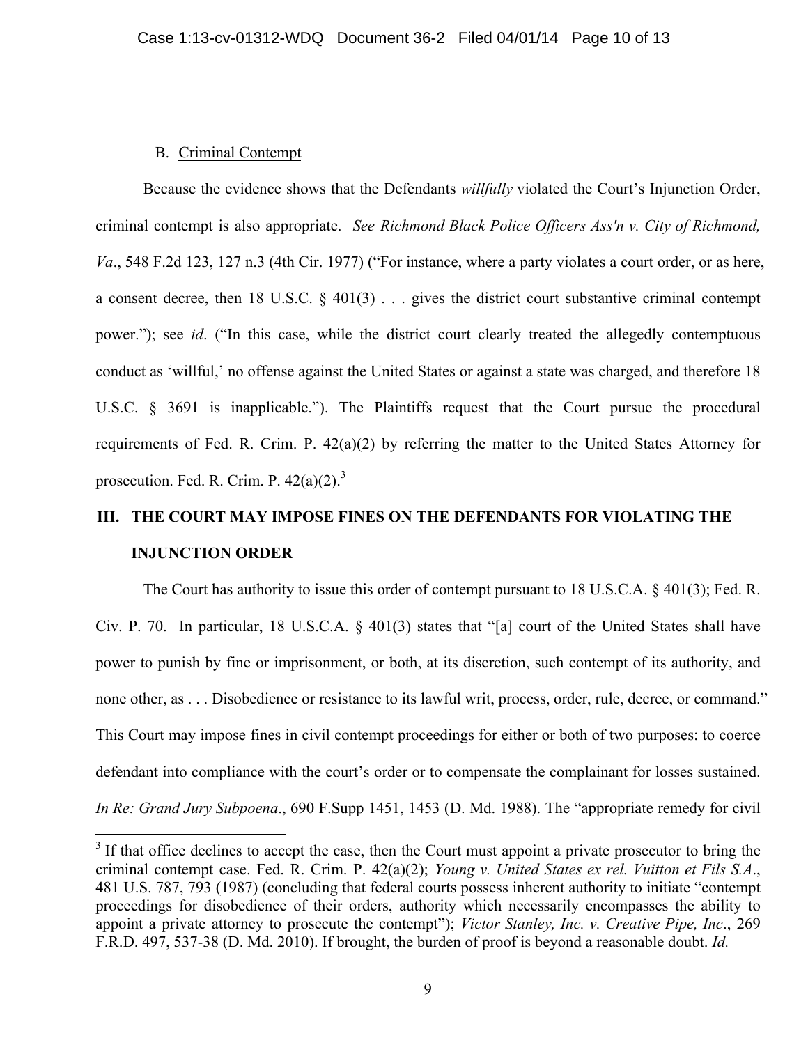### B. Criminal Contempt

Because the evidence shows that the Defendants *willfully* violated the Court's Injunction Order, criminal contempt is also appropriate. *See Richmond Black Police Officers Ass'n v. City of Richmond, Va*., 548 F.2d 123, 127 n.3 (4th Cir. 1977) ("For instance, where a party violates a court order, or as here, a consent decree, then 18 U.S.C. § 401(3) . . . gives the district court substantive criminal contempt power."); see *id*. ("In this case, while the district court clearly treated the allegedly contemptuous conduct as 'willful,' no offense against the United States or against a state was charged, and therefore 18 U.S.C. § 3691 is inapplicable."). The Plaintiffs request that the Court pursue the procedural requirements of Fed. R. Crim. P. 42(a)(2) by referring the matter to the United States Attorney for prosecution. Fed. R. Crim. P. 42(a)(2).[3]

## III. THE COURT MAY IMPOSE FINES ON THE DEFENDANTS FOR VIOLATING THE INJUNCTION ORDER

The Court has authority to issue this order of contempt pursuant to 18 U.S.C.A. § 401(3); Fed. R. Civ. P. 70. In particular, 18 U.S.C.A. § 401(3) states that "[a] court of the United States shall have power to punish by fine or imprisonment, or both, at its discretion, such contempt of its authority, and none other, as . . . Disobedience or resistance to its lawful writ, process, order, rule, decree, or command." This Court may impose fines in civil contempt proceedings for either or both of two purposes: to coerce defendant into compliance with the court's order or to compensate the complainant for losses sustained. *In Re: Grand Jury Subpoena*., 690 F.Supp 1451, 1453 (D. Md. 1988). The "appropriate remedy for civil

---

[3] If that office declines to accept the case, then the Court must appoint a private prosecutor to bring the criminal contempt case. Fed. R. Crim. P. 42(a)(2); *Young v. United States ex rel. Vuitton et Fils S.A*., 481 U.S. 787, 793 (1987) (concluding that federal courts possess inherent authority to initiate "contempt proceedings for disobedience of their orders, authority which necessarily encompasses the ability to appoint a private attorney to prosecute the contempt"); *Victor Stanley, Inc. v. Creative Pipe, Inc*., 269 F.R.D. 497, 537-38 (D. Md. 2010). If brought, the burden of proof is beyond a reasonable doubt. *Id.*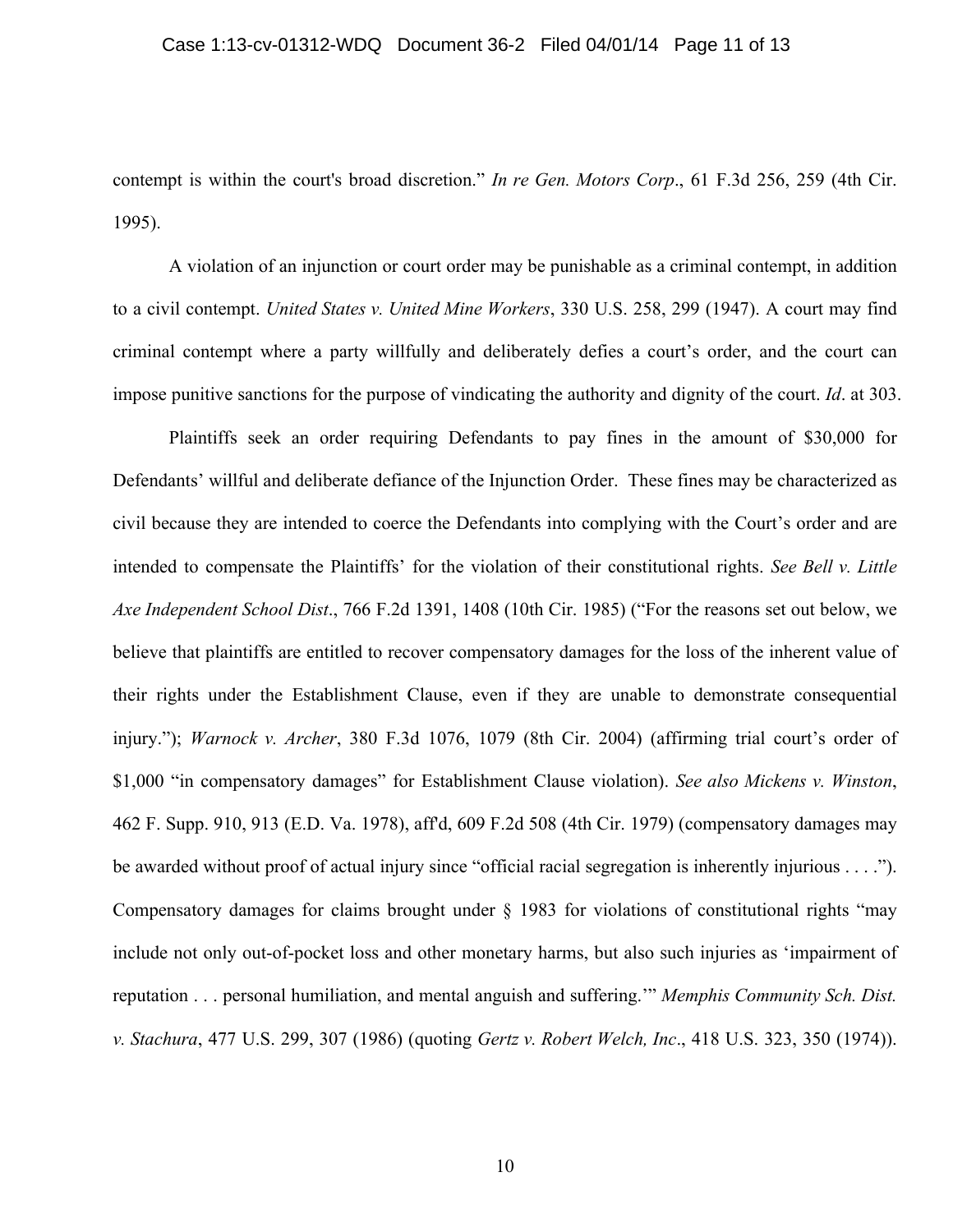contempt is within the court's broad discretion." *In re Gen. Motors Corp*., 61 F.3d 256, 259 (4th Cir. 1995).

A violation of an injunction or court order may be punishable as a criminal contempt, in addition to a civil contempt. *United States v. United Mine Workers*, 330 U.S. 258, 299 (1947). A court may find criminal contempt where a party willfully and deliberately defies a court's order, and the court can impose punitive sanctions for the purpose of vindicating the authority and dignity of the court. *Id*. at 303.

Plaintiffs seek an order requiring Defendants to pay fines in the amount of $30,000 for Defendants' willful and deliberate defiance of the Injunction Order. These fines may be characterized as civil because they are intended to coerce the Defendants into complying with the Court's order and are intended to compensate the Plaintiffs' for the violation of their constitutional rights. *See Bell v. Little Axe Independent School Dist*., 766 F.2d 1391, 1408 (10th Cir. 1985) ("For the reasons set out below, we believe that plaintiffs are entitled to recover compensatory damages for the loss of the inherent value of their rights under the Establishment Clause, even if they are unable to demonstrate consequential injury."); *Warnock v. Archer*, 380 F.3d 1076, 1079 (8th Cir. 2004) (affirming trial court's order of $1,000 "in compensatory damages" for Establishment Clause violation). *See also Mickens v. Winston*, 462 F. Supp. 910, 913 (E.D. Va. 1978), aff'd, 609 F.2d 508 (4th Cir. 1979) (compensatory damages may be awarded without proof of actual injury since "official racial segregation is inherently injurious . . . ."). Compensatory damages for claims brought under § 1983 for violations of constitutional rights "may include not only out-of-pocket loss and other monetary harms, but also such injuries as 'impairment of reputation . . . personal humiliation, and mental anguish and suffering.'" *Memphis Community Sch. Dist. v. Stachura*, 477 U.S. 299, 307 (1986) (quoting *Gertz v. Robert Welch, Inc*., 418 U.S. 323, 350 (1974)).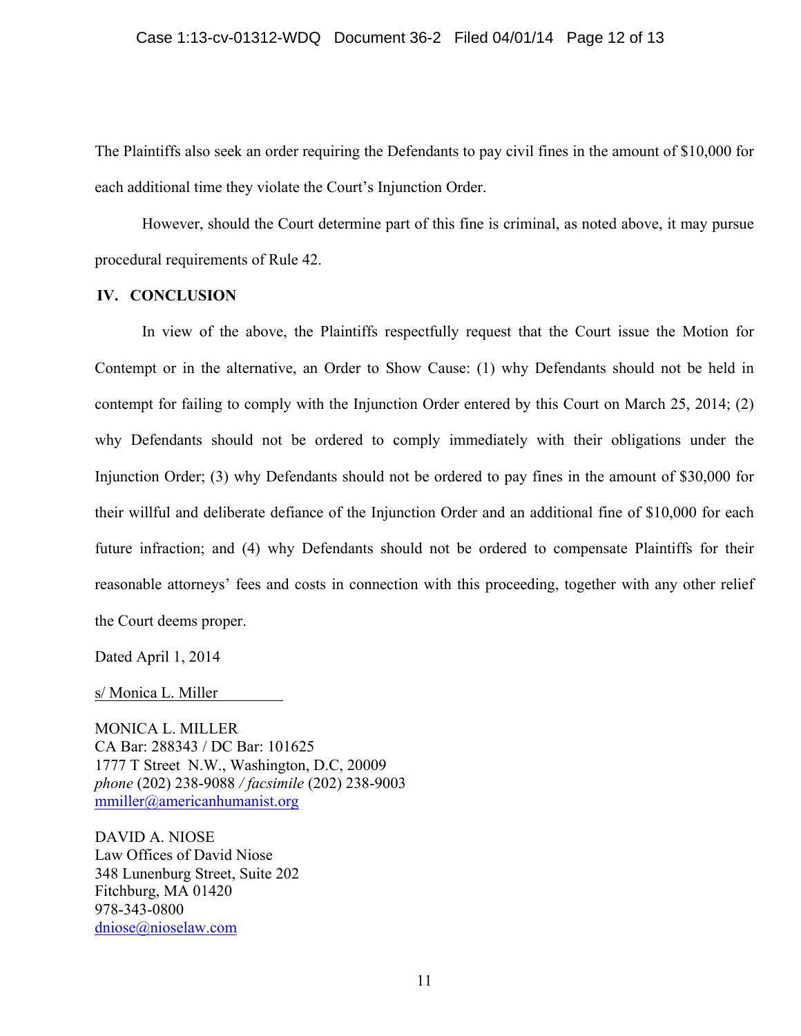The Plaintiffs also seek an order requiring the Defendants to pay civil fines in the amount of $10,000 for each additional time they violate the Court's Injunction Order.

However, should the Court determine part of this fine is criminal, as noted above, it may pursue procedural requirements of Rule 42.

## IV. CONCLUSION

In view of the above, the Plaintiffs respectfully request that the Court issue the Motion for Contempt or in the alternative, an Order to Show Cause: (1) why Defendants should not be held in contempt for failing to comply with the Injunction Order entered by this Court on March 25, 2014; (2) why Defendants should not be ordered to comply immediately with their obligations under the Injunction Order; (3) why Defendants should not be ordered to pay fines in the amount of $30,000 for their willful and deliberate defiance of the Injunction Order and an additional fine of $10,000 for each future infraction; and (4) why Defendants should not be ordered to compensate Plaintiffs for their reasonable attorneys' fees and costs in connection with this proceeding, together with any other relief the Court deems proper.

Dated April 1, 2014

s/ Monica L. Miller

MONICA L. MILLER
CA Bar: 288343 / DC Bar: 101625
1777 T Street N.W., Washington, D.C, 20009
*phone* (202) 238-9088 / *facsimile* (202) 238-9003
mmiller@americanhumanist.org

DAVID A. NIOSE
Law Offices of David Niose
348 Lunenburg Street, Suite 202
Fitchburg, MA 01420
978-343-0800
dniose@nioselaw.com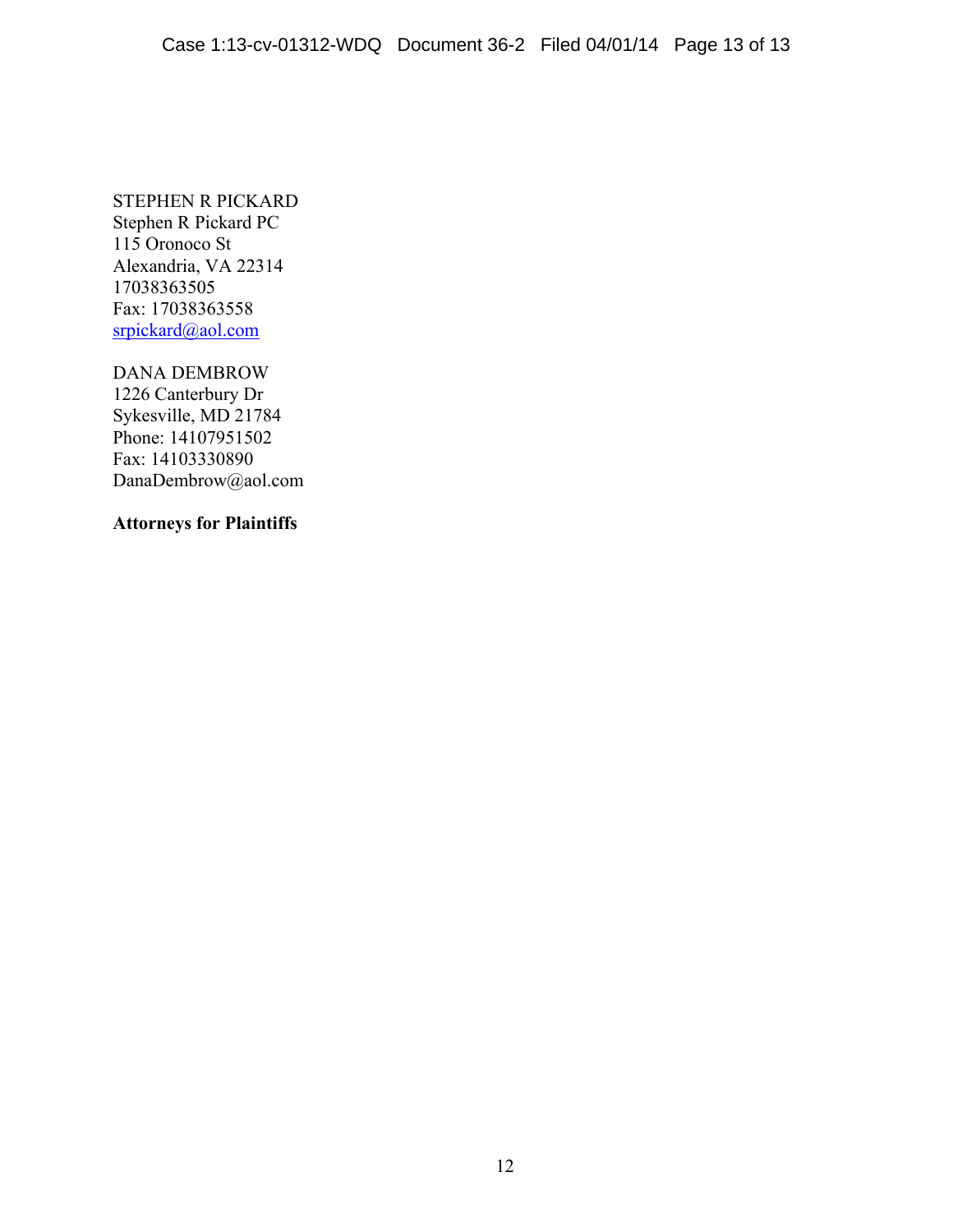STEPHEN R PICKARD
Stephen R Pickard PC
115 Oronoco St
Alexandria, VA 22314
17038363505
Fax: 17038363558
srpickard@aol.com

DANA DEMBROW
1226 Canterbury Dr
Sykesville, MD 21784
Phone: 14107951502
Fax: 14103330890
DanaDembrow@aol.com

**Attorneys for Plaintiffs**